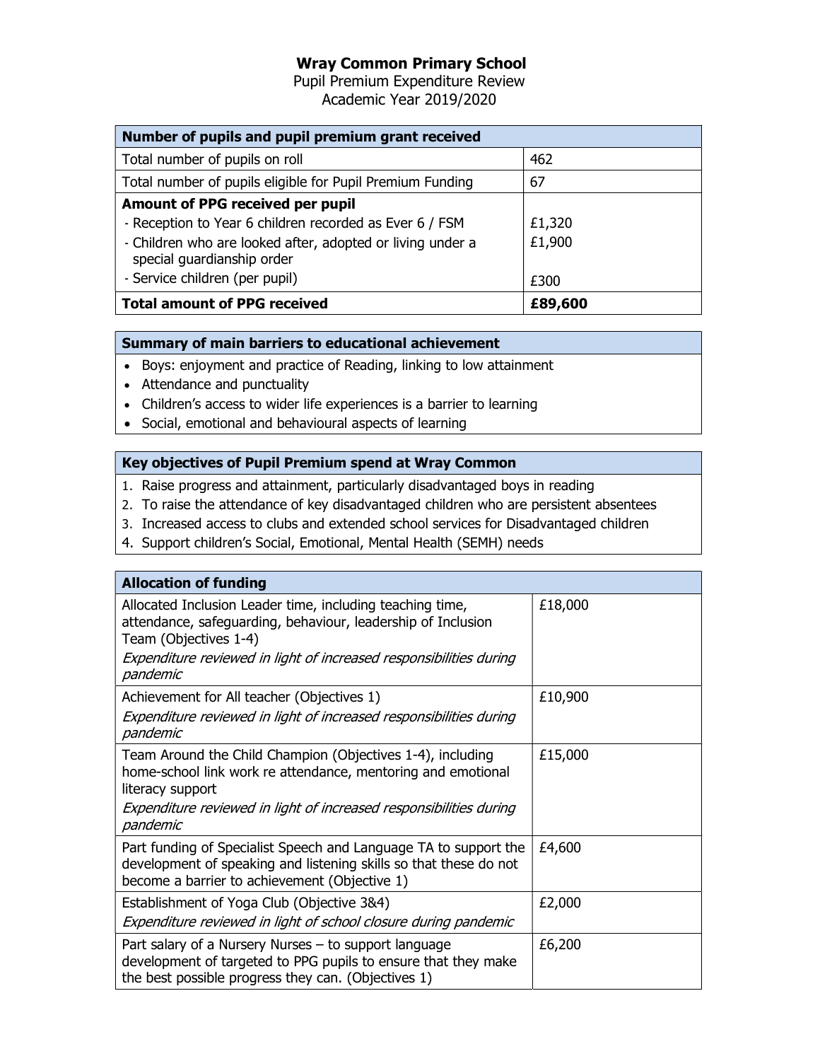# Wray Common Primary School

Pupil Premium Expenditure Review
Academic Year 2019/2020

| **Number of pupils and pupil premium grant received** | |
|---|---|
| Total number of pupils on roll | 462 |
| Total number of pupils eligible for Pupil Premium Funding | 67 |
| **Amount of PPG received per pupil**<br>- Reception to Year 6 children recorded as Ever 6 / FSM<br>- Children who are looked after, adopted or living under a special guardianship order<br>- Service children (per pupil) | <br>£1,320<br>£1,900<br><br>£300 |
| **Total amount of PPG received** | **£89,600** |

| **Summary of main barriers to educational achievement** |
|---|
| • Boys: enjoyment and practice of Reading, linking to low attainment<br>• Attendance and punctuality<br>• Children's access to wider life experiences is a barrier to learning<br>• Social, emotional and behavioural aspects of learning |

| **Key objectives of Pupil Premium spend at Wray Common** |
|---|
| 1. Raise progress and attainment, particularly disadvantaged boys in reading<br>2. To raise the attendance of key disadvantaged children who are persistent absentees<br>3. Increased access to clubs and extended school services for Disadvantaged children<br>4. Support children's Social, Emotional, Mental Health (SEMH) needs |

| **Allocation of funding** | |
|---|---|
| Allocated Inclusion Leader time, including teaching time, attendance, safeguarding, behaviour, leadership of Inclusion Team (Objectives 1-4)<br>*Expenditure reviewed in light of increased responsibilities during pandemic* | £18,000 |
| Achievement for All teacher (Objectives 1)<br>*Expenditure reviewed in light of increased responsibilities during pandemic* | £10,900 |
| Team Around the Child Champion (Objectives 1-4), including home-school link work re attendance, mentoring and emotional literacy support<br>*Expenditure reviewed in light of increased responsibilities during pandemic* | £15,000 |
| Part funding of Specialist Speech and Language TA to support the development of speaking and listening skills so that these do not become a barrier to achievement (Objective 1) | £4,600 |
| Establishment of Yoga Club (Objective 3&4)<br>*Expenditure reviewed in light of school closure during pandemic* | £2,000 |
| Part salary of a Nursery Nurses – to support language development of targeted to PPG pupils to ensure that they make the best possible progress they can. (Objectives 1) | £6,200 |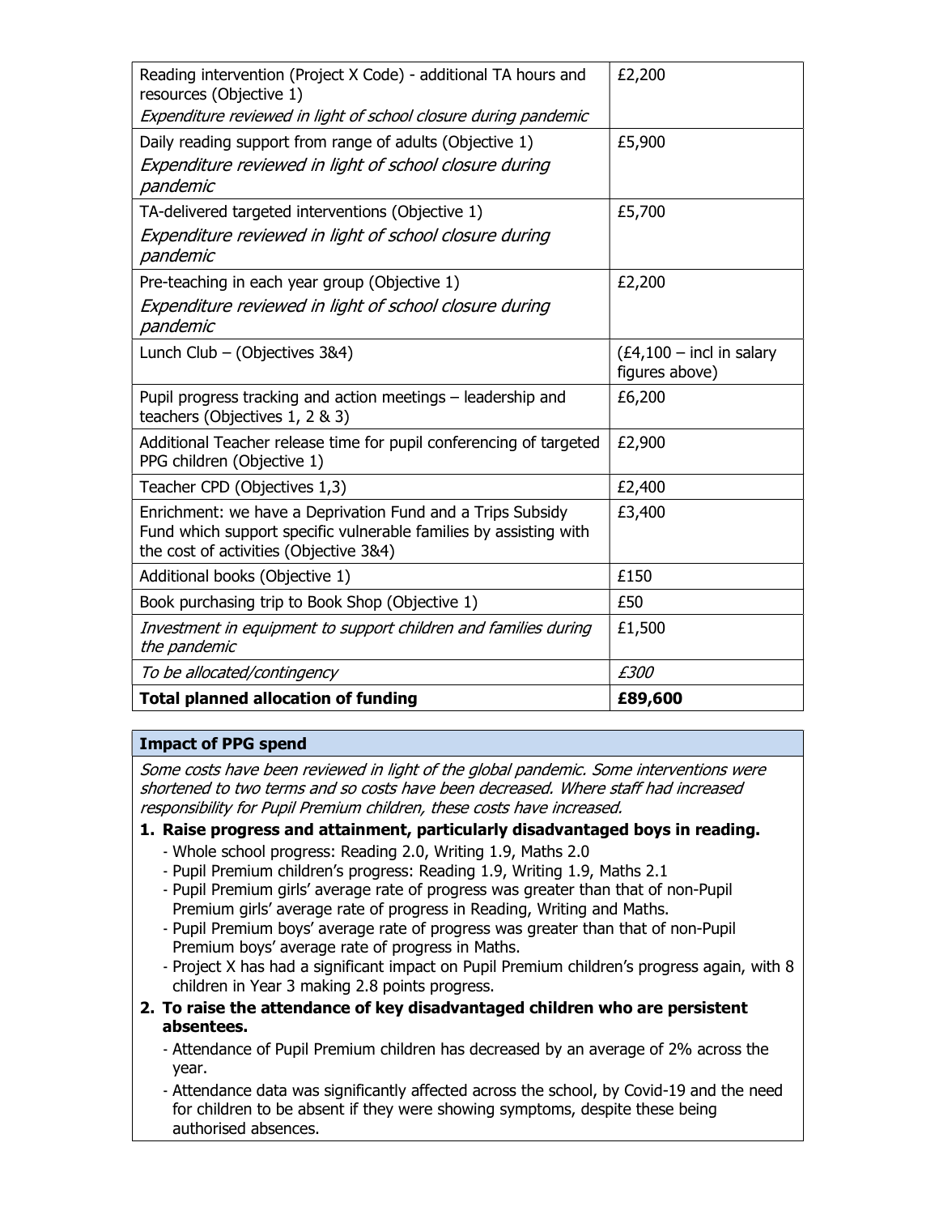| | |
|---|---|
| Reading intervention (Project X Code) - additional TA hours and resources (Objective 1)<br>*Expenditure reviewed in light of school closure during pandemic* | £2,200 |
| Daily reading support from range of adults (Objective 1)<br>*Expenditure reviewed in light of school closure during pandemic* | £5,900 |
| TA-delivered targeted interventions (Objective 1)<br>*Expenditure reviewed in light of school closure during pandemic* | £5,700 |
| Pre-teaching in each year group (Objective 1)<br>*Expenditure reviewed in light of school closure during pandemic* | £2,200 |
| Lunch Club – (Objectives 3&4) | (£4,100 – incl in salary figures above) |
| Pupil progress tracking and action meetings – leadership and teachers (Objectives 1, 2 & 3) | £6,200 |
| Additional Teacher release time for pupil conferencing of targeted PPG children (Objective 1) | £2,900 |
| Teacher CPD (Objectives 1,3) | £2,400 |
| Enrichment: we have a Deprivation Fund and a Trips Subsidy Fund which support specific vulnerable families by assisting with the cost of activities (Objective 3&4) | £3,400 |
| Additional books (Objective 1) | £150 |
| Book purchasing trip to Book Shop (Objective 1) | £50 |
| *Investment in equipment to support children and families during the pandemic* | £1,500 |
| *To be allocated/contingency* | *£300* |
| **Total planned allocation of funding** | **£89,600** |

**Impact of PPG spend**

*Some costs have been reviewed in light of the global pandemic. Some interventions were shortened to two terms and so costs have been decreased. Where staff had increased responsibility for Pupil Premium children, these costs have increased.*

1. **Raise progress and attainment, particularly disadvantaged boys in reading.**
   - Whole school progress: Reading 2.0, Writing 1.9, Maths 2.0
   - Pupil Premium children's progress: Reading 1.9, Writing 1.9, Maths 2.1
   - Pupil Premium girls' average rate of progress was greater than that of non-Pupil Premium girls' average rate of progress in Reading, Writing and Maths.
   - Pupil Premium boys' average rate of progress was greater than that of non-Pupil Premium boys' average rate of progress in Maths.
   - Project X has had a significant impact on Pupil Premium children's progress again, with 8 children in Year 3 making 2.8 points progress.
2. **To raise the attendance of key disadvantaged children who are persistent absentees.**
   - Attendance of Pupil Premium children has decreased by an average of 2% across the year.
   - Attendance data was significantly affected across the school, by Covid-19 and the need for children to be absent if they were showing symptoms, despite these being authorised absences.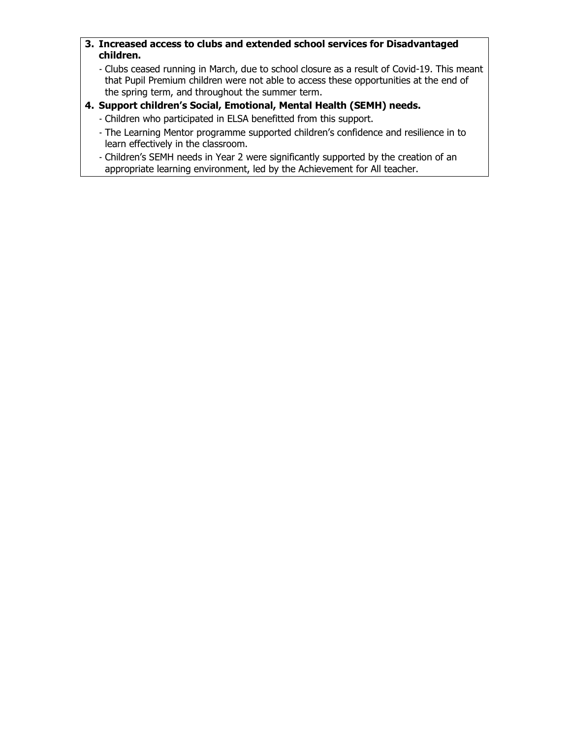3. **Increased access to clubs and extended school services for Disadvantaged children.**
   - Clubs ceased running in March, due to school closure as a result of Covid-19. This meant that Pupil Premium children were not able to access these opportunities at the end of the spring term, and throughout the summer term.
4. **Support children's Social, Emotional, Mental Health (SEMH) needs.**
   - Children who participated in ELSA benefitted from this support.
   - The Learning Mentor programme supported children's confidence and resilience in to learn effectively in the classroom.
   - Children's SEMH needs in Year 2 were significantly supported by the creation of an appropriate learning environment, led by the Achievement for All teacher.